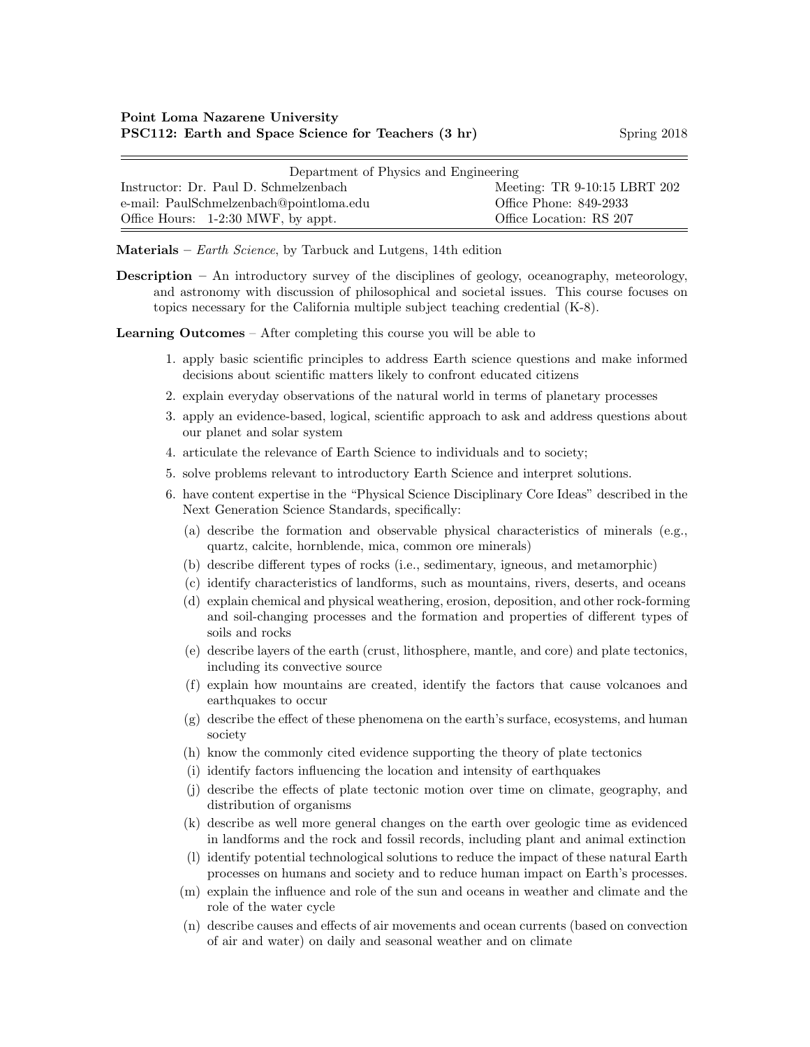**Point Loma Nazarene University**
**PSC112: Earth and Space Science for Teachers (3 hr)** Spring 2018

| Department of Physics and Engineering | |
|---|---|
| Instructor: Dr. Paul D. Schmelzenbach | Meeting: TR 9-10:15 LBRT 202 |
| e-mail: PaulSchmelzenbach@pointloma.edu | Office Phone: 849-2933 |
| Office Hours: 1-2:30 MWF, by appt. | Office Location: RS 207 |

**Materials** – *Earth Science*, by Tarbuck and Lutgens, 14th edition

**Description** – An introductory survey of the disciplines of geology, oceanography, meteorology, and astronomy with discussion of philosophical and societal issues. This course focuses on topics necessary for the California multiple subject teaching credential (K-8).

**Learning Outcomes** – After completing this course you will be able to

1. apply basic scientific principles to address Earth science questions and make informed decisions about scientific matters likely to confront educated citizens
2. explain everyday observations of the natural world in terms of planetary processes
3. apply an evidence-based, logical, scientific approach to ask and address questions about our planet and solar system
4. articulate the relevance of Earth Science to individuals and to society;
5. solve problems relevant to introductory Earth Science and interpret solutions.
6. have content expertise in the "Physical Science Disciplinary Core Ideas" described in the Next Generation Science Standards, specifically:
   (a) describe the formation and observable physical characteristics of minerals (e.g., quartz, calcite, hornblende, mica, common ore minerals)
   (b) describe different types of rocks (i.e., sedimentary, igneous, and metamorphic)
   (c) identify characteristics of landforms, such as mountains, rivers, deserts, and oceans
   (d) explain chemical and physical weathering, erosion, deposition, and other rock-forming and soil-changing processes and the formation and properties of different types of soils and rocks
   (e) describe layers of the earth (crust, lithosphere, mantle, and core) and plate tectonics, including its convective source
   (f) explain how mountains are created, identify the factors that cause volcanoes and earthquakes to occur
   (g) describe the effect of these phenomena on the earth's surface, ecosystems, and human society
   (h) know the commonly cited evidence supporting the theory of plate tectonics
   (i) identify factors influencing the location and intensity of earthquakes
   (j) describe the effects of plate tectonic motion over time on climate, geography, and distribution of organisms
   (k) describe as well more general changes on the earth over geologic time as evidenced in landforms and the rock and fossil records, including plant and animal extinction
   (l) identify potential technological solutions to reduce the impact of these natural Earth processes on humans and society and to reduce human impact on Earth's processes.
   (m) explain the influence and role of the sun and oceans in weather and climate and the role of the water cycle
   (n) describe causes and effects of air movements and ocean currents (based on convection of air and water) on daily and seasonal weather and on climate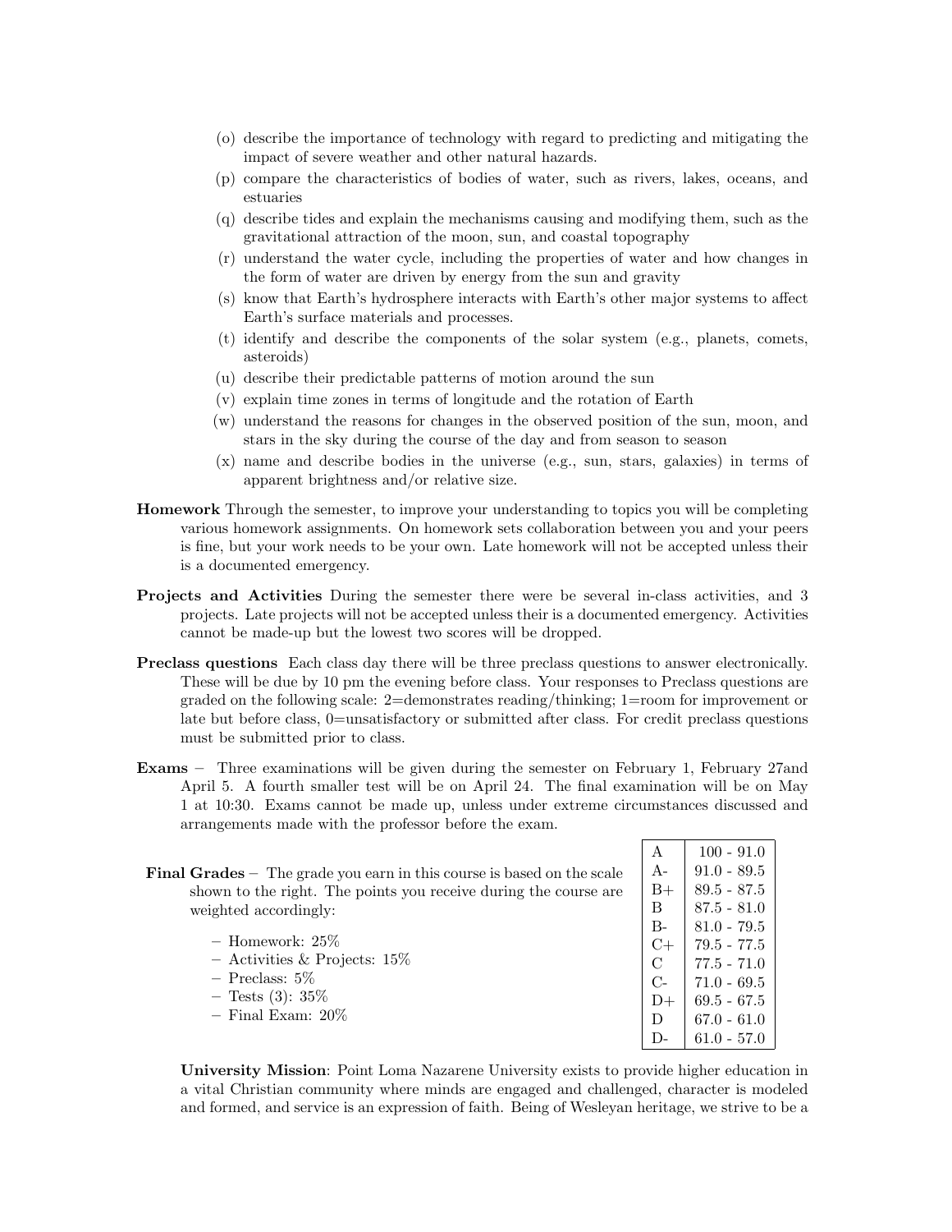(o) describe the importance of technology with regard to predicting and mitigating the impact of severe weather and other natural hazards.

(p) compare the characteristics of bodies of water, such as rivers, lakes, oceans, and estuaries

(q) describe tides and explain the mechanisms causing and modifying them, such as the gravitational attraction of the moon, sun, and coastal topography

(r) understand the water cycle, including the properties of water and how changes in the form of water are driven by energy from the sun and gravity

(s) know that Earth's hydrosphere interacts with Earth's other major systems to affect Earth's surface materials and processes.

(t) identify and describe the components of the solar system (e.g., planets, comets, asteroids)

(u) describe their predictable patterns of motion around the sun

(v) explain time zones in terms of longitude and the rotation of Earth

(w) understand the reasons for changes in the observed position of the sun, moon, and stars in the sky during the course of the day and from season to season

(x) name and describe bodies in the universe (e.g., sun, stars, galaxies) in terms of apparent brightness and/or relative size.

**Homework** Through the semester, to improve your understanding to topics you will be completing various homework assignments. On homework sets collaboration between you and your peers is fine, but your work needs to be your own. Late homework will not be accepted unless their is a documented emergency.

**Projects and Activities** During the semester there were be several in-class activities, and 3 projects. Late projects will not be accepted unless their is a documented emergency. Activities cannot be made-up but the lowest two scores will be dropped.

**Preclass questions** Each class day there will be three preclass questions to answer electronically. These will be due by 10 pm the evening before class. Your responses to Preclass questions are graded on the following scale: 2=demonstrates reading/thinking; 1=room for improvement or late but before class, 0=unsatisfactory or submitted after class. For credit preclass questions must be submitted prior to class.

**Exams** – Three examinations will be given during the semester on February 1, February 27and April 5. A fourth smaller test will be on April 24. The final examination will be on May 1 at 10:30. Exams cannot be made up, unless under extreme circumstances discussed and arrangements made with the professor before the exam.

**Final Grades** – The grade you earn in this course is based on the scale shown to the right. The points you receive during the course are weighted accordingly:

- Homework: 25%
- Activities & Projects: 15%
- Preclass: 5%
- Tests (3): 35%
- Final Exam: 20%

| Grade | Range |
|---|---|
| A | 100 - 91.0 |
| A- | 91.0 - 89.5 |
| B+ | 89.5 - 87.5 |
| B | 87.5 - 81.0 |
| B- | 81.0 - 79.5 |
| C+ | 79.5 - 77.5 |
| C | 77.5 - 71.0 |
| C- | 71.0 - 69.5 |
| D+ | 69.5 - 67.5 |
| D | 67.0 - 61.0 |
| D- | 61.0 - 57.0 |

**University Mission**: Point Loma Nazarene University exists to provide higher education in a vital Christian community where minds are engaged and challenged, character is modeled and formed, and service is an expression of faith. Being of Wesleyan heritage, we strive to be a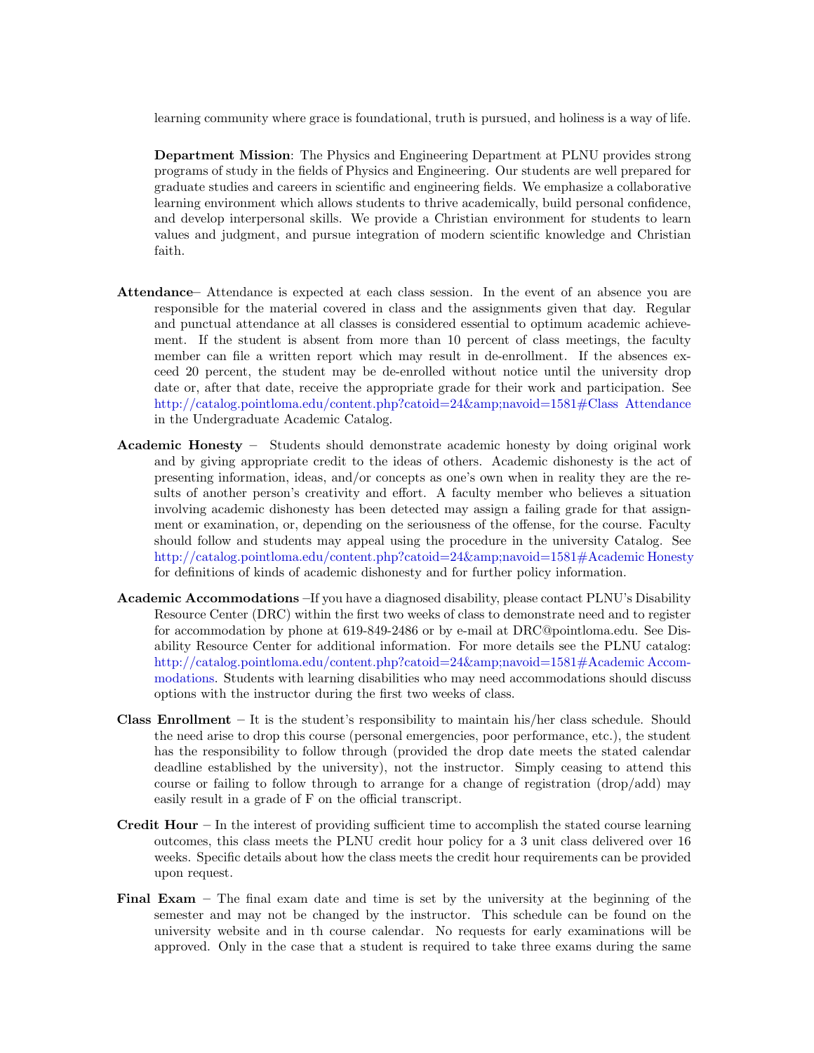learning community where grace is foundational, truth is pursued, and holiness is a way of life.

**Department Mission**: The Physics and Engineering Department at PLNU provides strong programs of study in the fields of Physics and Engineering. Our students are well prepared for graduate studies and careers in scientific and engineering fields. We emphasize a collaborative learning environment which allows students to thrive academically, build personal confidence, and develop interpersonal skills. We provide a Christian environment for students to learn values and judgment, and pursue integration of modern scientific knowledge and Christian faith.

**Attendance**– Attendance is expected at each class session. In the event of an absence you are responsible for the material covered in class and the assignments given that day. Regular and punctual attendance at all classes is considered essential to optimum academic achievement. If the student is absent from more than 10 percent of class meetings, the faculty member can file a written report which may result in de-enrollment. If the absences exceed 20 percent, the student may be de-enrolled without notice until the university drop date or, after that date, receive the appropriate grade for their work and participation. See http://catalog.pointloma.edu/content.php?catoid=24&amp;navoid=1581#Class Attendance in the Undergraduate Academic Catalog.

**Academic Honesty** – Students should demonstrate academic honesty by doing original work and by giving appropriate credit to the ideas of others. Academic dishonesty is the act of presenting information, ideas, and/or concepts as one's own when in reality they are the results of another person's creativity and effort. A faculty member who believes a situation involving academic dishonesty has been detected may assign a failing grade for that assignment or examination, or, depending on the seriousness of the offense, for the course. Faculty should follow and students may appeal using the procedure in the university Catalog. See http://catalog.pointloma.edu/content.php?catoid=24&amp;navoid=1581#Academic Honesty for definitions of kinds of academic dishonesty and for further policy information.

**Academic Accommodations** –If you have a diagnosed disability, please contact PLNU's Disability Resource Center (DRC) within the first two weeks of class to demonstrate need and to register for accommodation by phone at 619-849-2486 or by e-mail at DRC@pointloma.edu. See Disability Resource Center for additional information. For more details see the PLNU catalog: http://catalog.pointloma.edu/content.php?catoid=24&amp;navoid=1581#Academic Accommodations. Students with learning disabilities who may need accommodations should discuss options with the instructor during the first two weeks of class.

**Class Enrollment** – It is the student's responsibility to maintain his/her class schedule. Should the need arise to drop this course (personal emergencies, poor performance, etc.), the student has the responsibility to follow through (provided the drop date meets the stated calendar deadline established by the university), not the instructor. Simply ceasing to attend this course or failing to follow through to arrange for a change of registration (drop/add) may easily result in a grade of F on the official transcript.

**Credit Hour** – In the interest of providing sufficient time to accomplish the stated course learning outcomes, this class meets the PLNU credit hour policy for a 3 unit class delivered over 16 weeks. Specific details about how the class meets the credit hour requirements can be provided upon request.

**Final Exam** – The final exam date and time is set by the university at the beginning of the semester and may not be changed by the instructor. This schedule can be found on the university website and in th course calendar. No requests for early examinations will be approved. Only in the case that a student is required to take three exams during the same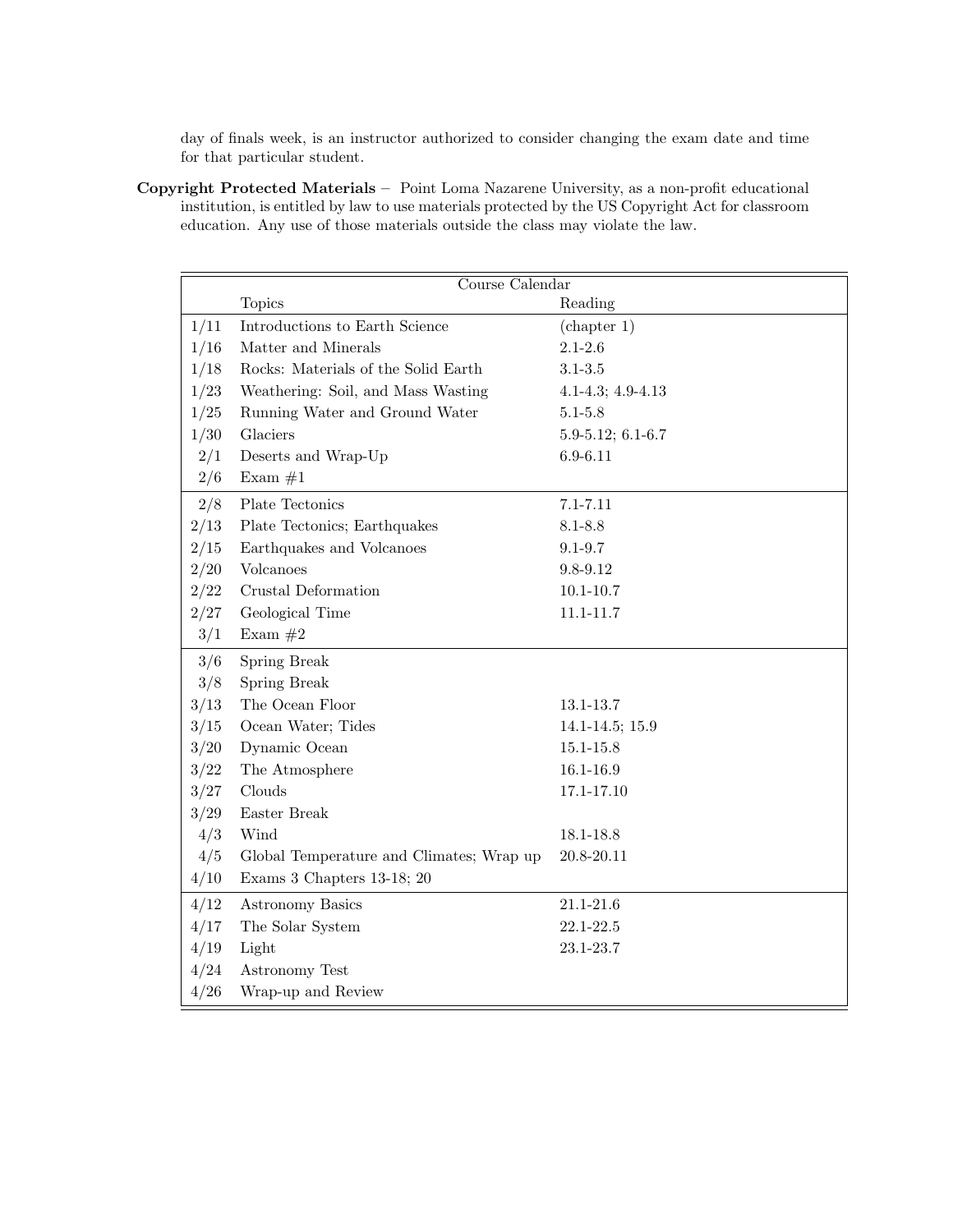day of finals week, is an instructor authorized to consider changing the exam date and time for that particular student.

**Copyright Protected Materials** – Point Loma Nazarene University, as a non-profit educational institution, is entitled by law to use materials protected by the US Copyright Act for classroom education. Any use of those materials outside the class may violate the law.

| Course Calendar | | |
|---|---|---|
| | Topics | Reading |
| 1/11 | Introductions to Earth Science | (chapter 1) |
| 1/16 | Matter and Minerals | 2.1-2.6 |
| 1/18 | Rocks: Materials of the Solid Earth | 3.1-3.5 |
| 1/23 | Weathering: Soil, and Mass Wasting | 4.1-4.3; 4.9-4.13 |
| 1/25 | Running Water and Ground Water | 5.1-5.8 |
| 1/30 | Glaciers | 5.9-5.12; 6.1-6.7 |
| 2/1 | Deserts and Wrap-Up | 6.9-6.11 |
| 2/6 | Exam #1 | |
| 2/8 | Plate Tectonics | 7.1-7.11 |
| 2/13 | Plate Tectonics; Earthquakes | 8.1-8.8 |
| 2/15 | Earthquakes and Volcanoes | 9.1-9.7 |
| 2/20 | Volcanoes | 9.8-9.12 |
| 2/22 | Crustal Deformation | 10.1-10.7 |
| 2/27 | Geological Time | 11.1-11.7 |
| 3/1 | Exam #2 | |
| 3/6 | Spring Break | |
| 3/8 | Spring Break | |
| 3/13 | The Ocean Floor | 13.1-13.7 |
| 3/15 | Ocean Water; Tides | 14.1-14.5; 15.9 |
| 3/20 | Dynamic Ocean | 15.1-15.8 |
| 3/22 | The Atmosphere | 16.1-16.9 |
| 3/27 | Clouds | 17.1-17.10 |
| 3/29 | Easter Break | |
| 4/3 | Wind | 18.1-18.8 |
| 4/5 | Global Temperature and Climates; Wrap up | 20.8-20.11 |
| 4/10 | Exams 3 Chapters 13-18; 20 | |
| 4/12 | Astronomy Basics | 21.1-21.6 |
| 4/17 | The Solar System | 22.1-22.5 |
| 4/19 | Light | 23.1-23.7 |
| 4/24 | Astronomy Test | |
| 4/26 | Wrap-up and Review | |